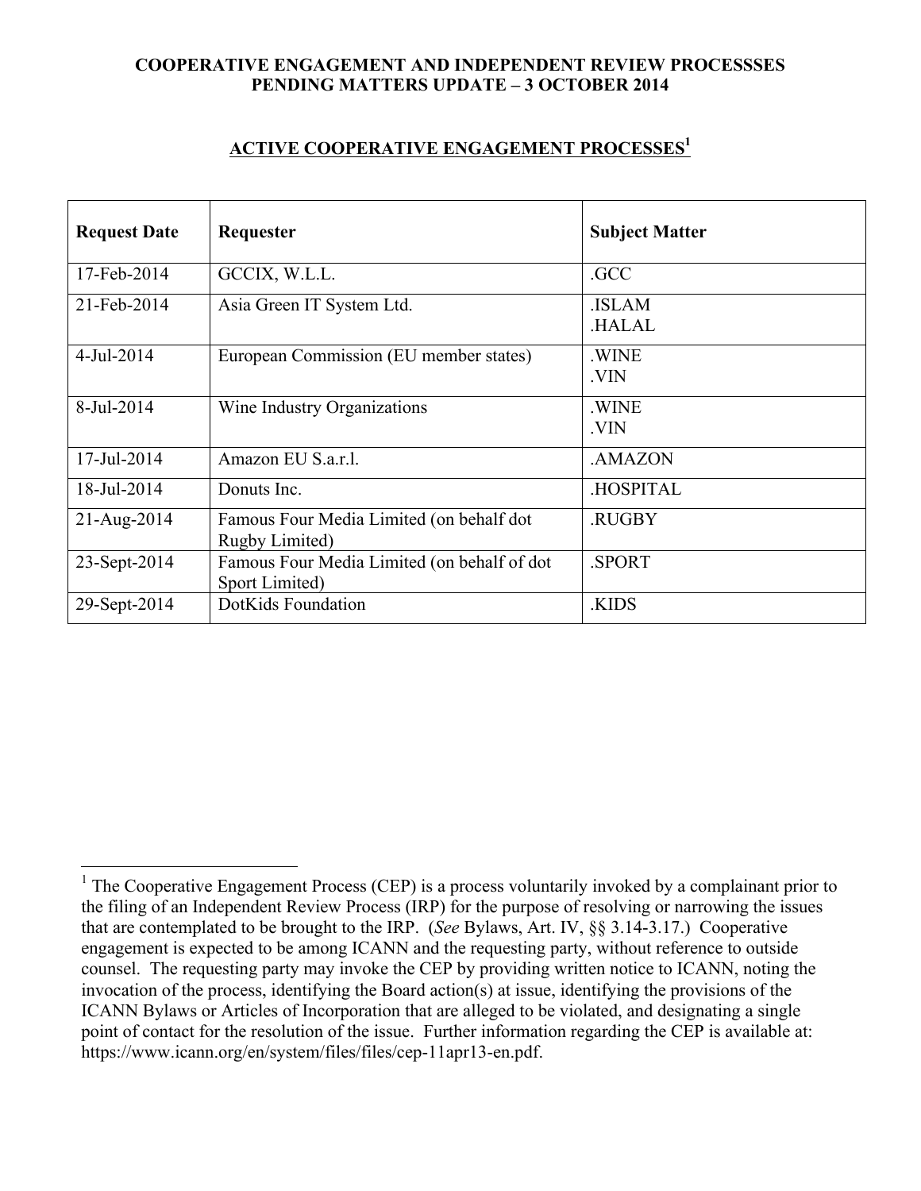**COOPERATIVE ENGAGEMENT AND INDEPENDENT REVIEW PROCESSSES**
**PENDING MATTERS UPDATE – 3 OCTOBER 2014**

## ACTIVE COOPERATIVE ENGAGEMENT PROCESSES[1]

| Request Date | Requester | Subject Matter |
|---|---|---|
| 17-Feb-2014 | GCCIX, W.L.L. | .GCC |
| 21-Feb-2014 | Asia Green IT System Ltd. | .ISLAM<br>.HALAL |
| 4-Jul-2014 | European Commission (EU member states) | .WINE<br>.VIN |
| 8-Jul-2014 | Wine Industry Organizations | .WINE<br>.VIN |
| 17-Jul-2014 | Amazon EU S.a.r.l. | .AMAZON |
| 18-Jul-2014 | Donuts Inc. | .HOSPITAL |
| 21-Aug-2014 | Famous Four Media Limited (on behalf dot Rugby Limited) | .RUGBY |
| 23-Sept-2014 | Famous Four Media Limited (on behalf of dot Sport Limited) | .SPORT |
| 29-Sept-2014 | DotKids Foundation | .KIDS |

---

[1] The Cooperative Engagement Process (CEP) is a process voluntarily invoked by a complainant prior to the filing of an Independent Review Process (IRP) for the purpose of resolving or narrowing the issues that are contemplated to be brought to the IRP. (*See* Bylaws, Art. IV, §§ 3.14-3.17.) Cooperative engagement is expected to be among ICANN and the requesting party, without reference to outside counsel. The requesting party may invoke the CEP by providing written notice to ICANN, noting the invocation of the process, identifying the Board action(s) at issue, identifying the provisions of the ICANN Bylaws or Articles of Incorporation that are alleged to be violated, and designating a single point of contact for the resolution of the issue. Further information regarding the CEP is available at: https://www.icann.org/en/system/files/files/cep-11apr13-en.pdf.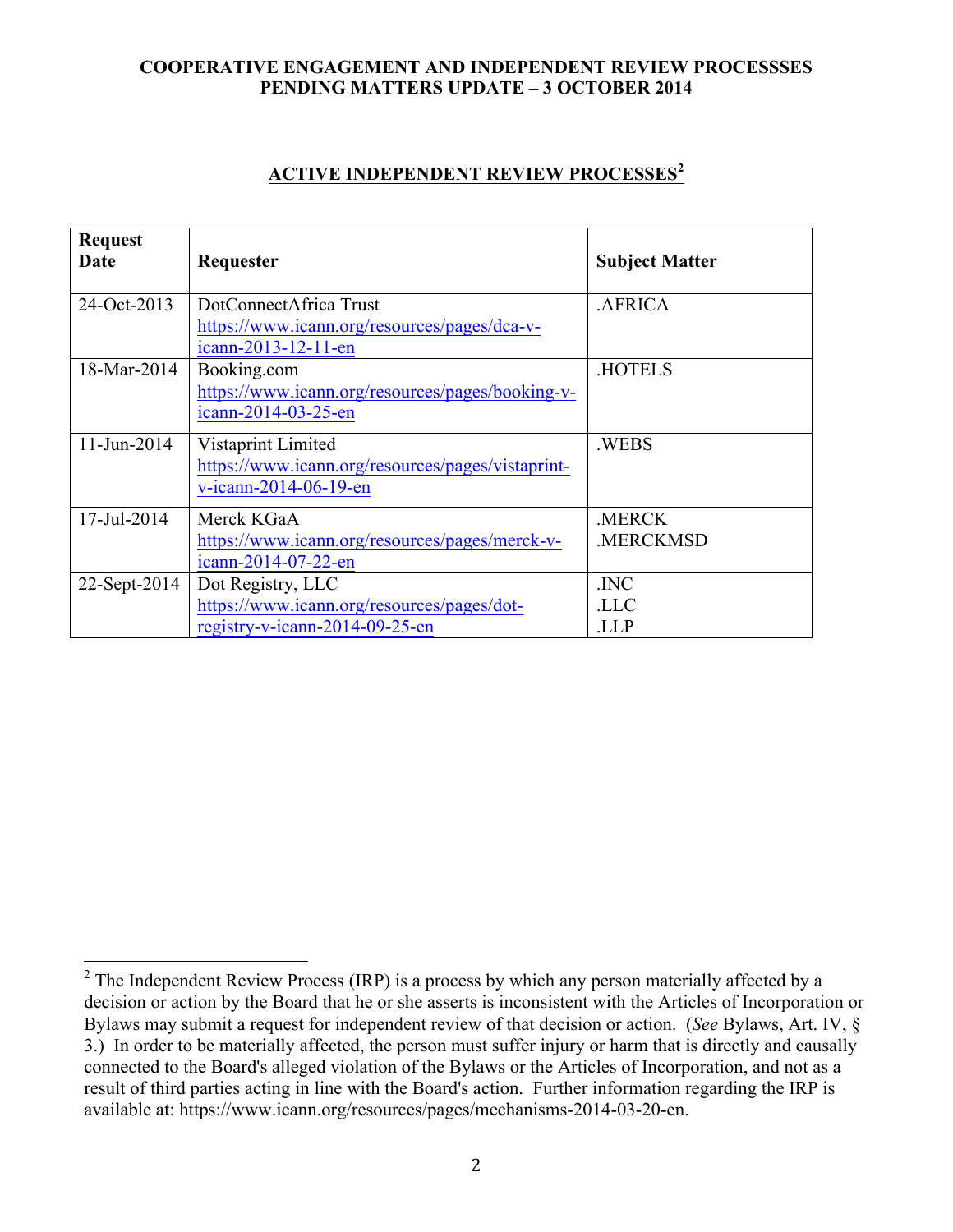**COOPERATIVE ENGAGEMENT AND INDEPENDENT REVIEW PROCESSSES**
**PENDING MATTERS UPDATE – 3 OCTOBER 2014**

## ACTIVE INDEPENDENT REVIEW PROCESSES[2]

| Request Date | Requester | Subject Matter |
|---|---|---|
| 24-Oct-2013 | DotConnectAfrica Trust https://www.icann.org/resources/pages/dca-v-icann-2013-12-11-en | .AFRICA |
| 18-Mar-2014 | Booking.com https://www.icann.org/resources/pages/booking-v-icann-2014-03-25-en | .HOTELS |
| 11-Jun-2014 | Vistaprint Limited https://www.icann.org/resources/pages/vistaprint-v-icann-2014-06-19-en | .WEBS |
| 17-Jul-2014 | Merck KGaA https://www.icann.org/resources/pages/merck-v-icann-2014-07-22-en | .MERCK .MERCKMSD |
| 22-Sept-2014 | Dot Registry, LLC https://www.icann.org/resources/pages/dot-registry-v-icann-2014-09-25-en | .INC .LLC .LLP |

[2] The Independent Review Process (IRP) is a process by which any person materially affected by a decision or action by the Board that he or she asserts is inconsistent with the Articles of Incorporation or Bylaws may submit a request for independent review of that decision or action. (*See* Bylaws, Art. IV, § 3.) In order to be materially affected, the person must suffer injury or harm that is directly and causally connected to the Board's alleged violation of the Bylaws or the Articles of Incorporation, and not as a result of third parties acting in line with the Board's action. Further information regarding the IRP is available at: https://www.icann.org/resources/pages/mechanisms-2014-03-20-en.